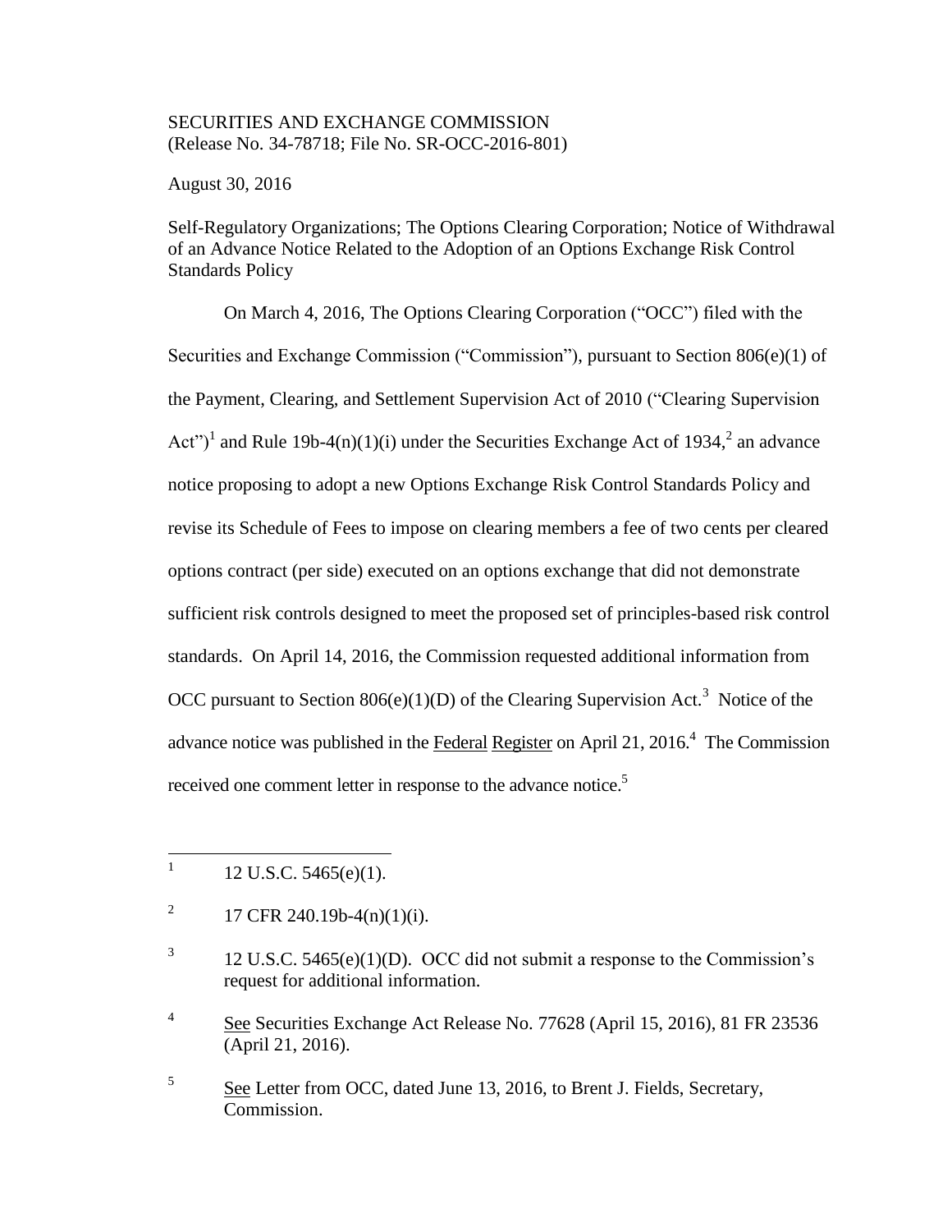SECURITIES AND EXCHANGE COMMISSION
(Release No. 34-78718; File No. SR-OCC-2016-801)

August 30, 2016

Self-Regulatory Organizations; The Options Clearing Corporation; Notice of Withdrawal of an Advance Notice Related to the Adoption of an Options Exchange Risk Control Standards Policy

On March 4, 2016, The Options Clearing Corporation ("OCC") filed with the Securities and Exchange Commission ("Commission"), pursuant to Section 806(e)(1) of the Payment, Clearing, and Settlement Supervision Act of 2010 ("Clearing Supervision Act")[1] and Rule 19b-4(n)(1)(i) under the Securities Exchange Act of 1934,[2] an advance notice proposing to adopt a new Options Exchange Risk Control Standards Policy and revise its Schedule of Fees to impose on clearing members a fee of two cents per cleared options contract (per side) executed on an options exchange that did not demonstrate sufficient risk controls designed to meet the proposed set of principles-based risk control standards. On April 14, 2016, the Commission requested additional information from OCC pursuant to Section 806(e)(1)(D) of the Clearing Supervision Act.[3] Notice of the advance notice was published in the Federal Register on April 21, 2016.[4] The Commission received one comment letter in response to the advance notice.[5]

---

[1] 12 U.S.C. 5465(e)(1).

[2] 17 CFR 240.19b-4(n)(1)(i).

[3] 12 U.S.C. 5465(e)(1)(D). OCC did not submit a response to the Commission's request for additional information.

[4] See Securities Exchange Act Release No. 77628 (April 15, 2016), 81 FR 23536 (April 21, 2016).

[5] See Letter from OCC, dated June 13, 2016, to Brent J. Fields, Secretary, Commission.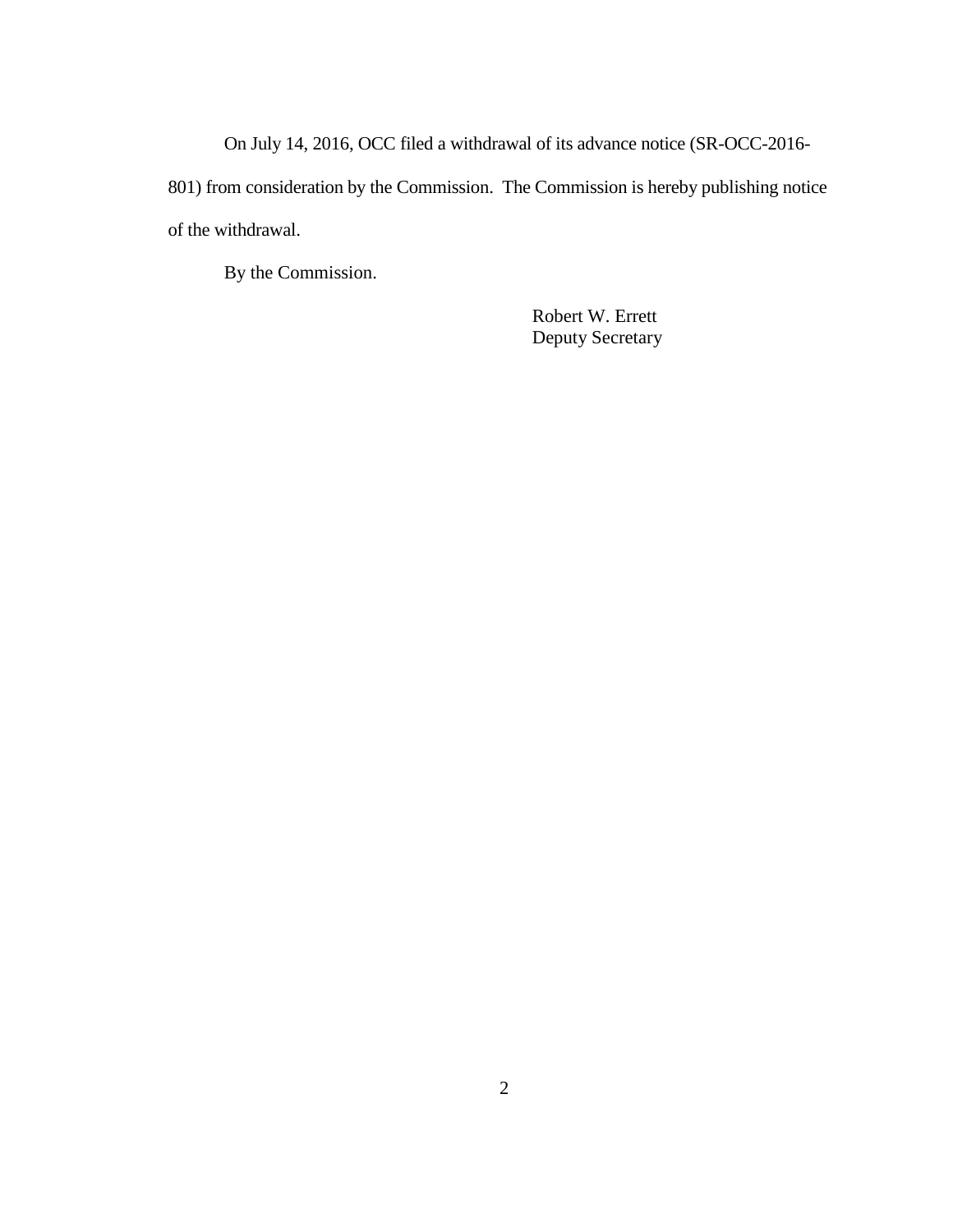On July 14, 2016, OCC filed a withdrawal of its advance notice (SR-OCC-2016-801) from consideration by the Commission. The Commission is hereby publishing notice of the withdrawal.

By the Commission.

Robert W. Errett
Deputy Secretary